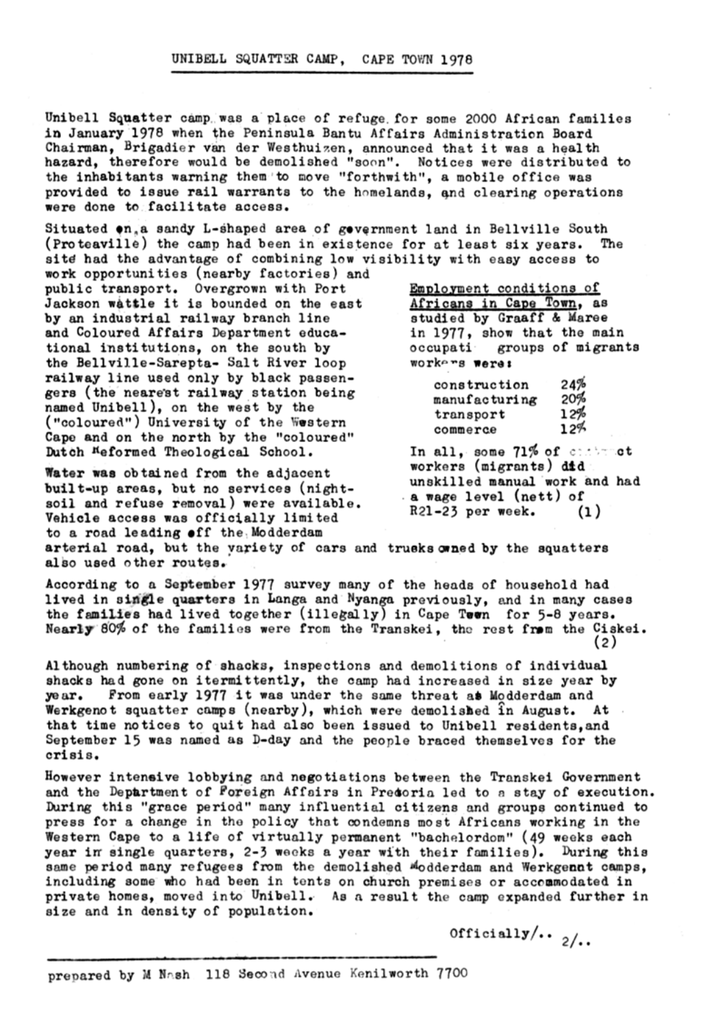# UNIBELL SQUATTER CAMP, CAPE TOWN 1978

Unibell Squatter camp was a place of refuge for some 2000 African families in January 1978 when the Peninsula Bantu Affairs Administration Board Chairman, Brigadier van der Westhuizen, announced that it was a health hazard, therefore would be demolished "soon". Notices were distributed to the inhabitants warning them to move "forthwith", a mobile office was provided to issue rail warrants to the homelands, and clearing operations were done to facilitate access.

Situated on a sandy L-shaped area of government land in Bellville South (Proteaville) the camp had been in existence for at least six years. The site had the advantage of combining low visibility with easy access to work opportunities (nearby factories) and public transport. Overgrown with Port Jackson wattle it is bounded on the east by an industrial railway branch line and Coloured Affairs Department educational institutions, on the south by the Bellville-Sarepta- Salt River loop railway line used only by black passengers (the nearest railway station being named Unibell), on the west by the ("coloured") University of the Western Cape and on the north by the "coloured" Dutch Reformed Theological School.

Water was obtained from the adjacent built-up areas, but no services (night-soil and refuse removal) were available. Vehicle access was officially limited to a road leading off the Modderdam arterial road, but the variety of cars and trucks owned by the squatters also used other routes.

Employment conditions of Africans in Cape Town, as studied by Graaff & Maree in 1977, show that the main occupational groups of migrants workers were:

| | |
|---|---|
| construction | 24% |
| manufacturing | 20% |
| transport | 12% |
| commerce | 12% |

In all, some 71% of contract workers (migrants) did unskilled manual work and had a wage level (nett) of R21-23 per week. (1)

According to a September 1977 survey many of the heads of household had lived in single quarters in Langa and Nyanga previously, and in many cases the families had lived together (illegally) in Cape Town for 5-8 years. Nearly 80% of the families were from the Transkei, the rest from the Ciskei. (2)

Although numbering of shacks, inspections and demolitions of individual shacks had gone on itermittently, the camp had increased in size year by year. From early 1977 it was under the same threat as Modderdam and Werkgenot squatter camps (nearby), which were demolished in August. At that time notices to quit had also been issued to Unibell residents, and September 15 was named as D-day and the people braced themselves for the crisis.

However intensive lobbying and negotiations between the Transkei Government and the Department of Foreign Affairs in Pretoria led to a stay of execution. During this "grace period" many influential citizens and groups continued to press for a change in the policy that condemns most Africans working in the Western Cape to a life of virtually permanent "bachelordom" (49 weeks each year in single quarters, 2-3 weeks a year with their families). During this same period many refugees from the demolished Modderdam and Werkgenot camps, including some who had been in tents on church premises or accommodated in private homes, moved into Unibell. As a result the camp expanded further in size and in density of population.

Officially/..

---

prepared by M Nash 118 Second Avenue Kenilworth 7700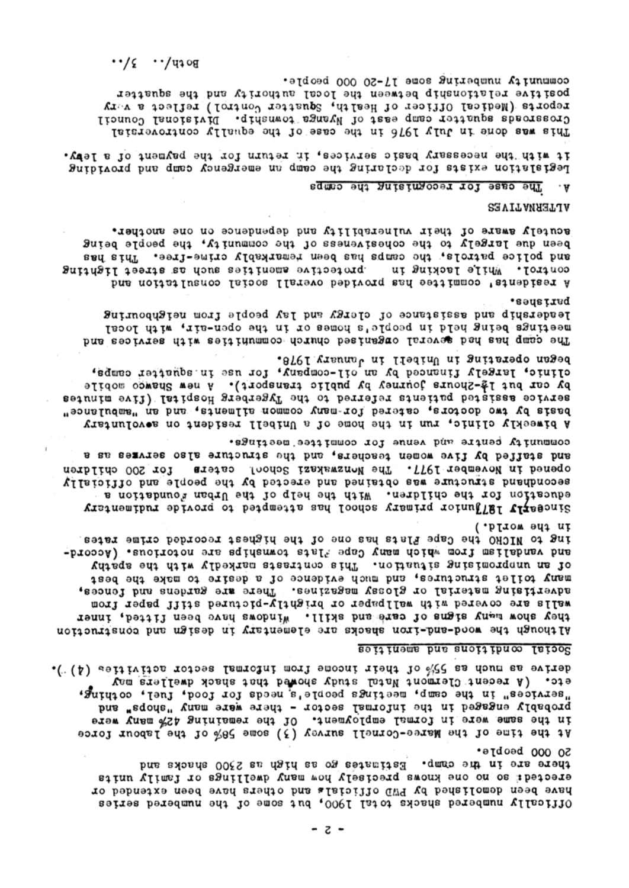Officially numbered shacks total 1900, but some of the numbered series have been demolished by PWD officials and others have been extended or erected: so no one knows precisely how many dwellings or family units there are in the camp. Estimates go as high as 2300 shacks and 20 000 people.

At the time of the Maree-Cornell survey (3) some 58% of the labour force in the same were in formal employment. Of the remaining 42% many were probably engaged in the informal sector - there were many "shops" and "services" in the camp, meetings people's needs for food, fuel, cothing, etc. (A recent Clermont Natal study showed that shack dwellers may derive as much as 55% of their income from informal sector activities (4).).

## Social conditions and amenities

Although the wood-and-iron shacks are elementary in design and construction they show many signs of care and skill. Windows have been fitted, inner walls are covered with wallpaper or brightly-pictured stiff paper from advertising material or glossy magazines. There are gardens and fences, many toilet structures, and much evidence of a desire to make the best of an unpromising situation. This contrasts markedly with the apathy and vandalism from which many Cape Flats townships are notorious. (According to NICRO the Cape Flats has one of the highest recorded crime rates in the world.)

Since early 1977 junior primary school has attempted to provide rudimentary education for the children. With the help of the Urban Foundation a secondhand structure was obtained and erected by the people and officially opened in November 1977. The Nonzwakazi School caters for 200 children and staffed by five women teachers, and the structure also serves as a community centre and venue for committee meetings.

A biweekly clinic, run in the home of a Unibell resident on a voluntary basis by two doctors, catered for many common ailments, and an "ambulance" service assisted patients referred to the Tygerberg Hospital (five minutes by car but 1½-hours journey by public transport). A new Shawco mobile clinic, largely financed by an oil-company, for use in squatter camps, began operating in Unibell in January 1978.

The camp has had several organised church communities with services and meetings being held in people's homes or in the open-air, with local leadership and assistance of clergy and lay people from neighbouring parishes.

A residents' committee has provided overall social consultation and control. While lacking in protective amenities such as street lighting and police patrols, the camps has been remarkably crime-free. This has been due largely to the cohesiveness of the community, the people being acutely aware of their vulnerability and dependence on one another.

## ALTERNATIVES

### A. The case for recognising the camps

Legislation exists for declaring the camp an emergency camp and providing it with the necessary basic services, in return for the payment of a levy.

This was done in July 1976 in the case of the equally controversial Crossroads squatter camp east of Nyanga township. Divisional Council reports (Medical Officer of Health, Squatter Control) reflect a very positive relationship between the local authority and the squatter community numbering some 17-20 000 people.

Both/.. 3/..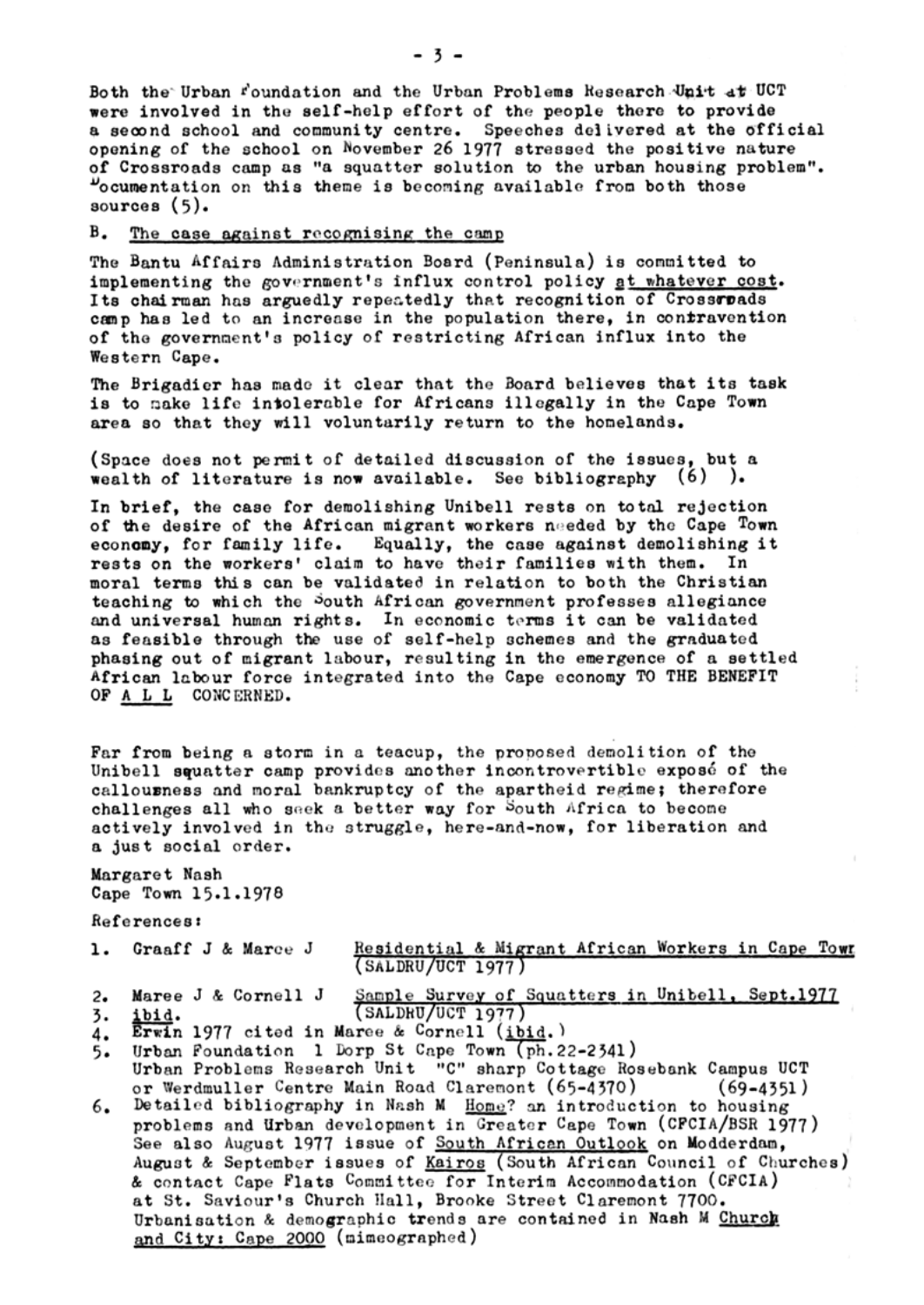Both the Urban Foundation and the Urban Problems Research Unit at UCT were involved in the self-help effort of the people there to provide a second school and community centre. Speeches delivered at the official opening of the school on November 26 1977 stressed the positive nature of Crossroads camp as "a squatter solution to the urban housing problem". Documentation on this theme is becoming available from both those sources (5).

B. <u>The case against recognising the camp</u>

The Bantu Affairs Administration Board (Peninsula) is committed to implementing the government's influx control policy <u>at whatever cost</u>. Its chairman has arguedly repeatedly that recognition of Crossroads camp has led to an increase in the population there, in contravention of the government's policy of restricting African influx into the Western Cape.

The Brigadier has made it clear that the Board believes that its task is to make life intolerable for Africans illegally in the Cape Town area so that they will voluntarily return to the homelands.

(Space does not permit of detailed discussion of the issues, but a wealth of literature is now available. See bibliography (6) ).

In brief, the case for demolishing Unibell rests on total rejection of the desire of the African migrant workers needed by the Cape Town economy, for family life. Equally, the case against demolishing it rests on the workers' claim to have their families with them. In moral terms this can be validated in relation to both the Christian teaching to which the South African government professes allegiance and universal human rights. In economic terms it can be validated as feasible through the use of self-help schemes and the graduated phasing out of migrant labour, resulting in the emergence of a settled African labour force integrated into the Cape economy TO THE BENEFIT OF <u>A L L</u> CONCERNED.

Far from being a storm in a teacup, the proposed demolition of the Unibell squatter camp provides another incontrovertible exposé of the callousness and moral bankruptcy of the apartheid regime; therefore challenges all who seek a better way for South Africa to become actively involved in the struggle, here-and-now, for liberation and a just social order.

Margaret Nash
Cape Town 15.1.1978

References:

1. Graaff J & Maree J <u>Residential & Migrant African Workers in Cape Town</u> (SALDRU/UCT 1977)
2. Maree J & Cornell J <u>Sample Survey of Squatters in Unibell, Sept.1977</u> (SALDRU/UCT 1977)
3. <u>ibid</u>.
4. Erwin 1977 cited in Maree & Cornell (<u>ibid</u>.)
5. Urban Foundation 1 Dorp St Cape Town (ph.22-2341)
   Urban Problems Research Unit "C" sharp Cottage Rosebank Campus UCT or Werdmuller Centre Main Road Claremont (65-4370) (69-4351)
6. Detailed bibliography in Nash M <u>Home</u>? an introduction to housing problems and Urban development in Greater Cape Town (CFCIA/BSR 1977)
   See also August 1977 issue of <u>South African Outlook</u> on Modderdam, August & September issues of <u>Kairos</u> (South African Council of Churches) & contact Cape Flats Committee for Interim Accommodation (CFCIA) at St. Saviour's Church Hall, Brooke Street Claremont 7700.
   Urbanisation & demographic trends are contained in Nash M <u>Church and City: Cape 2000</u> (mimeographed)